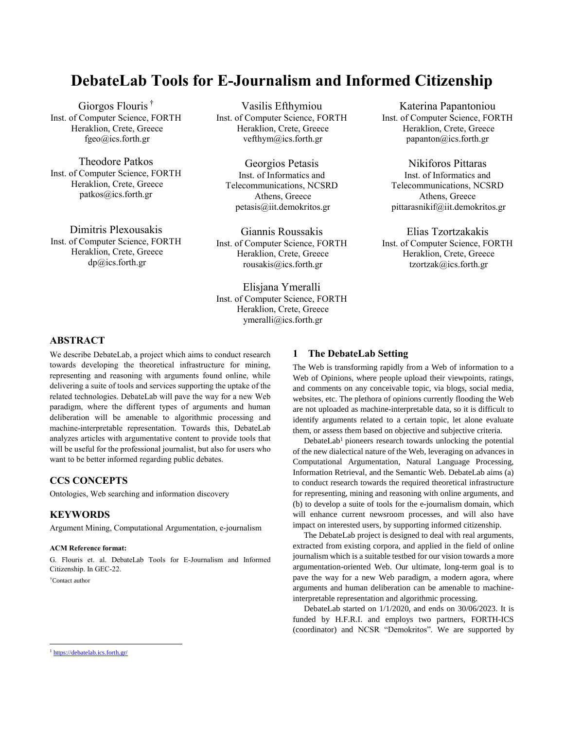# DebateLab Tools for E-Journalism and Informed Citizenship

Giorgos Flouris [†]
Inst. of Computer Science, FORTH
Heraklion, Crete, Greece
fgeo@ics.forth.gr

Vasilis Efthymiou
Inst. of Computer Science, FORTH
Heraklion, Crete, Greece
vefthym@ics.forth.gr

Katerina Papantoniou
Inst. of Computer Science, FORTH
Heraklion, Crete, Greece
papanton@ics.forth.gr

Theodore Patkos
Inst. of Computer Science, FORTH
Heraklion, Crete, Greece
patkos@ics.forth.gr

Georgios Petasis
Inst. of Informatics and Telecommunications, NCSRD
Athens, Greece
petasis@iit.demokritos.gr

Nikiforos Pittaras
Inst. of Informatics and Telecommunications, NCSRD
Athens, Greece
pittarasnikif@iit.demokritos.gr

Dimitris Plexousakis
Inst. of Computer Science, FORTH
Heraklion, Crete, Greece
dp@ics.forth.gr

Giannis Roussakis
Inst. of Computer Science, FORTH
Heraklion, Crete, Greece
rousakis@ics.forth.gr

Elias Tzortzakakis
Inst. of Computer Science, FORTH
Heraklion, Crete, Greece
tzortzak@ics.forth.gr

Elisjana Ymeralli
Inst. of Computer Science, FORTH
Heraklion, Crete, Greece
ymeralli@ics.forth.gr

## ABSTRACT

We describe DebateLab, a project which aims to conduct research towards developing the theoretical infrastructure for mining, representing and reasoning with arguments found online, while delivering a suite of tools and services supporting the uptake of the related technologies. DebateLab will pave the way for a new Web paradigm, where the different types of arguments and human deliberation will be amenable to algorithmic processing and machine-interpretable representation. Towards this, DebateLab analyzes articles with argumentative content to provide tools that will be useful for the professional journalist, but also for users who want to be better informed regarding public debates.

## CCS CONCEPTS

Ontologies, Web searching and information discovery

## KEYWORDS

Argument Mining, Computational Argumentation, e-journalism

**ACM Reference format:**

G. Flouris et. al. DebateLab Tools for E-Journalism and Informed Citizenship. In GEC-22.

[†]Contact author

## 1 The DebateLab Setting

The Web is transforming rapidly from a Web of information to a Web of Opinions, where people upload their viewpoints, ratings, and comments on any conceivable topic, via blogs, social media, websites, etc. The plethora of opinions currently flooding the Web are not uploaded as machine-interpretable data, so it is difficult to identify arguments related to a certain topic, let alone evaluate them, or assess them based on objective and subjective criteria.

DebateLab[1] pioneers research towards unlocking the potential of the new dialectical nature of the Web, leveraging on advances in Computational Argumentation, Natural Language Processing, Information Retrieval, and the Semantic Web. DebateLab aims (a) to conduct research towards the required theoretical infrastructure for representing, mining and reasoning with online arguments, and (b) to develop a suite of tools for the e-journalism domain, which will enhance current newsroom processes, and will also have impact on interested users, by supporting informed citizenship.

The DebateLab project is designed to deal with real arguments, extracted from existing corpora, and applied in the field of online journalism which is a suitable testbed for our vision towards a more argumentation-oriented Web. Our ultimate, long-term goal is to pave the way for a new Web paradigm, a modern agora, where arguments and human deliberation can be amenable to machine-interpretable representation and algorithmic processing.

DebateLab started on 1/1/2020, and ends on 30/06/2023. It is funded by H.F.R.I. and employs two partners, FORTH-ICS (coordinator) and NCSR "Demokritos". We are supported by

[1] https://debatelab.ics.forth.gr/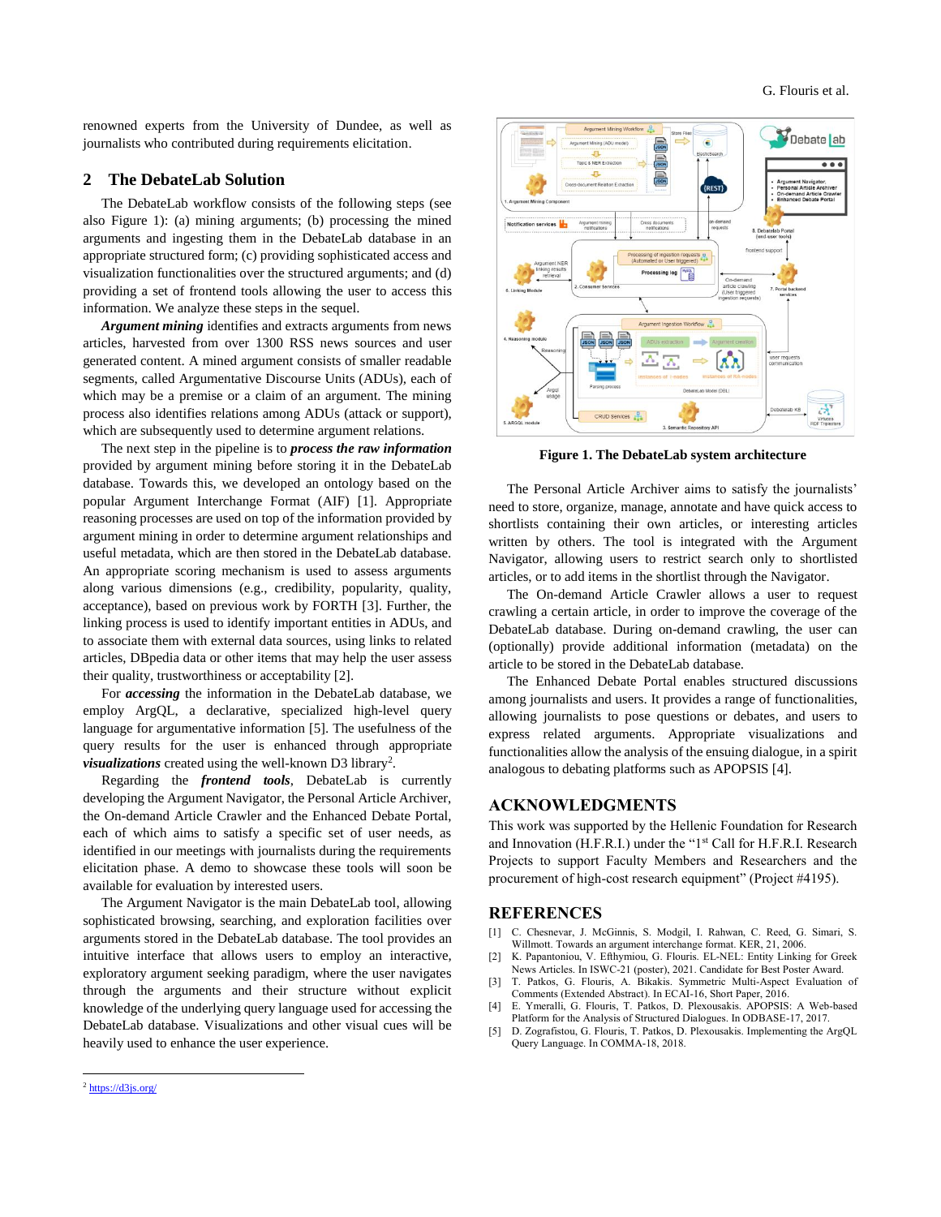renowned experts from the University of Dundee, as well as journalists who contributed during requirements elicitation.

## 2 The DebateLab Solution

The DebateLab workflow consists of the following steps (see also Figure 1): (a) mining arguments; (b) processing the mined arguments and ingesting them in the DebateLab database in an appropriate structured form; (c) providing sophisticated access and visualization functionalities over the structured arguments; and (d) providing a set of frontend tools allowing the user to access this information. We analyze these steps in the sequel.

***Argument mining*** identifies and extracts arguments from news articles, harvested from over 1300 RSS news sources and user generated content. A mined argument consists of smaller readable segments, called Argumentative Discourse Units (ADUs), each of which may be a premise or a claim of an argument. The mining process also identifies relations among ADUs (attack or support), which are subsequently used to determine argument relations.

The next step in the pipeline is to ***process the raw information*** provided by argument mining before storing it in the DebateLab database. Towards this, we developed an ontology based on the popular Argument Interchange Format (AIF) [1]. Appropriate reasoning processes are used on top of the information provided by argument mining in order to determine argument relationships and useful metadata, which are then stored in the DebateLab database. An appropriate scoring mechanism is used to assess arguments along various dimensions (e.g., credibility, popularity, quality, acceptance), based on previous work by FORTH [3]. Further, the linking process is used to identify important entities in ADUs, and to associate them with external data sources, using links to related articles, DBpedia data or other items that may help the user assess their quality, trustworthiness or acceptability [2].

For ***accessing*** the information in the DebateLab database, we employ ArgQL, a declarative, specialized high-level query language for argumentative information [5]. The usefulness of the query results for the user is enhanced through appropriate ***visualizations*** created using the well-known D3 library[2].

Regarding the ***frontend tools***, DebateLab is currently developing the Argument Navigator, the Personal Article Archiver, the On-demand Article Crawler and the Enhanced Debate Portal, each of which aims to satisfy a specific set of user needs, as identified in our meetings with journalists during the requirements elicitation phase. A demo to showcase these tools will soon be available for evaluation by interested users.

The Argument Navigator is the main DebateLab tool, allowing sophisticated browsing, searching, and exploration facilities over arguments stored in the DebateLab database. The tool provides an intuitive interface that allows users to employ an interactive, exploratory argument seeking paradigm, where the user navigates through the arguments and their structure without explicit knowledge of the underlying query language used for accessing the DebateLab database. Visualizations and other visual cues will be heavily used to enhance the user experience.

Argument Mining Workflow
Argument Mining (ADU model)
Topic & NER Extraction
Cross-document Relation Extraction
Store Files
ElasticSearch
JSON
REST
1. Argument Mining Component
Debate lab
• Argument Navigator
• Personal Article Archiver
• On-demand Article Crawler
• Enhanced Debate Portal
8. Debatelab Portal (end-user tools)
Notification services
Argument mining notifications
Cross documents notifications
on-demand requests
Frontend support
Processing of ingestion requests (Automated or User triggered)
Processing log
Argument NER linking results retrieval
6. Linking Module
2. Consumer Services
On-demand article crawling (User triggered ingestion requests)
7. Portal backend services
4. Reasoning module
Reasoning
Argument Ingestion Workflow
ADU extraction
Argument creation
instances of i-nodes
instances of RA-nodes
Parsing process
DebateLab Model (DBL)
user requests communication
ArgQL usage
CRUD Services
5. ARGQL module
3. Semantic Repository API
Debatelab KB
Virtuoso RDF Triplestore

**Figure 1. The DebateLab system architecture**

The Personal Article Archiver aims to satisfy the journalists' need to store, organize, manage, annotate and have quick access to shortlists containing their own articles, or interesting articles written by others. The tool is integrated with the Argument Navigator, allowing users to restrict search only to shortlisted articles, or to add items in the shortlist through the Navigator.

The On-demand Article Crawler allows a user to request crawling a certain article, in order to improve the coverage of the DebateLab database. During on-demand crawling, the user can (optionally) provide additional information (metadata) on the article to be stored in the DebateLab database.

The Enhanced Debate Portal enables structured discussions among journalists and users. It provides a range of functionalities, allowing journalists to pose questions or debates, and users to express related arguments. Appropriate visualizations and functionalities allow the analysis of the ensuing dialogue, in a spirit analogous to debating platforms such as APOPSIS [4].

## ACKNOWLEDGMENTS

This work was supported by the Hellenic Foundation for Research and Innovation (H.F.R.I.) under the "1st Call for H.F.R.I. Research Projects to support Faculty Members and Researchers and the procurement of high-cost research equipment" (Project #4195).

## REFERENCES

[1] C. Chesnevar, J. McGinnis, S. Modgil, I. Rahwan, C. Reed, G. Simari, S. Willmott. Towards an argument interchange format. KER, 21, 2006.

[2] K. Papantoniou, V. Efthymiou, G. Flouris. EL-NEL: Entity Linking for Greek News Articles. In ISWC-21 (poster), 2021. Candidate for Best Poster Award.

[3] T. Patkos, G. Flouris, A. Bikakis. Symmetric Multi-Aspect Evaluation of Comments (Extended Abstract). In ECAI-16, Short Paper, 2016.

[4] E. Ymeralli, G. Flouris, T. Patkos, D. Plexousakis. APOPSIS: A Web-based Platform for the Analysis of Structured Dialogues. In ODBASE-17, 2017.

[5] D. Zografistou, G. Flouris, T. Patkos, D. Plexousakis. Implementing the ArgQL Query Language. In COMMA-18, 2018.

[2] https://d3js.org/